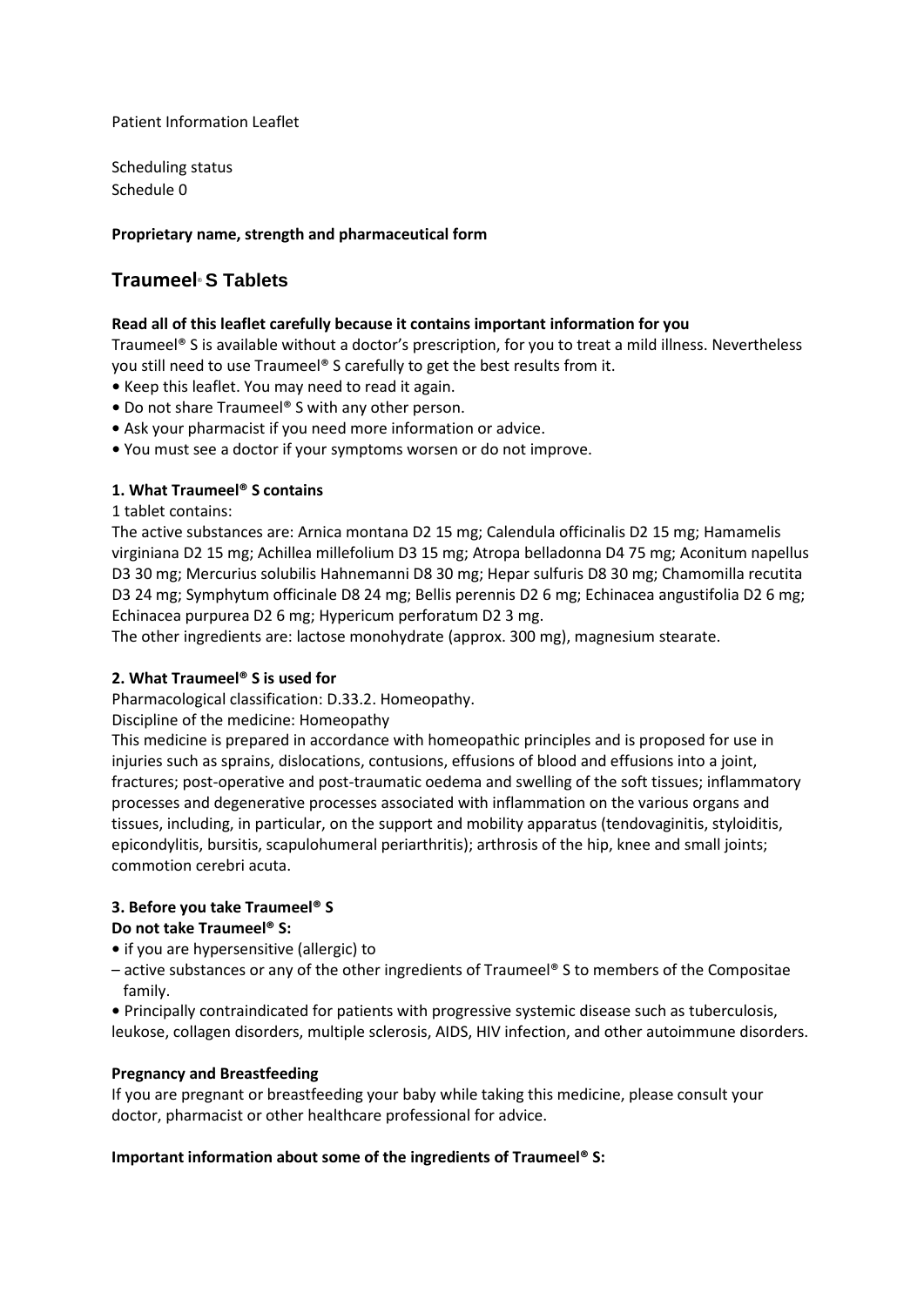Patient Information Leaflet

Scheduling status
Schedule 0

**Proprietary name, strength and pharmaceutical form**

## Traumeel® S Tablets

**Read all of this leaflet carefully because it contains important information for you**
Traumeel® S is available without a doctor's prescription, for you to treat a mild illness. Nevertheless you still need to use Traumeel® S carefully to get the best results from it.

- Keep this leaflet. You may need to read it again.
- Do not share Traumeel® S with any other person.
- Ask your pharmacist if you need more information or advice.
- You must see a doctor if your symptoms worsen or do not improve.

**1. What Traumeel® S contains**

1 tablet contains:
The active substances are: Arnica montana D2 15 mg; Calendula officinalis D2 15 mg; Hamamelis virginiana D2 15 mg; Achillea millefolium D3 15 mg; Atropa belladonna D4 75 mg; Aconitum napellus D3 30 mg; Mercurius solubilis Hahnemanni D8 30 mg; Hepar sulfuris D8 30 mg; Chamomilla recutita D3 24 mg; Symphytum officinale D8 24 mg; Bellis perennis D2 6 mg; Echinacea angustifolia D2 6 mg; Echinacea purpurea D2 6 mg; Hypericum perforatum D2 3 mg.
The other ingredients are: lactose monohydrate (approx. 300 mg), magnesium stearate.

**2. What Traumeel® S is used for**

Pharmacological classification: D.33.2. Homeopathy.
Discipline of the medicine: Homeopathy
This medicine is prepared in accordance with homeopathic principles and is proposed for use in injuries such as sprains, dislocations, contusions, effusions of blood and effusions into a joint, fractures; post-operative and post-traumatic oedema and swelling of the soft tissues; inflammatory processes and degenerative processes associated with inflammation on the various organs and tissues, including, in particular, on the support and mobility apparatus (tendovaginitis, styloiditis, epicondylitis, bursitis, scapulohumeral periarthritis); arthrosis of the hip, knee and small joints; commotion cerebri acuta.

**3. Before you take Traumeel® S**

**Do not take Traumeel® S:**

- if you are hypersensitive (allergic) to
  – active substances or any of the other ingredients of Traumeel® S to members of the Compositae family.
- Principally contraindicated for patients with progressive systemic disease such as tuberculosis, leukose, collagen disorders, multiple sclerosis, AIDS, HIV infection, and other autoimmune disorders.

**Pregnancy and Breastfeeding**

If you are pregnant or breastfeeding your baby while taking this medicine, please consult your doctor, pharmacist or other healthcare professional for advice.

**Important information about some of the ingredients of Traumeel® S:**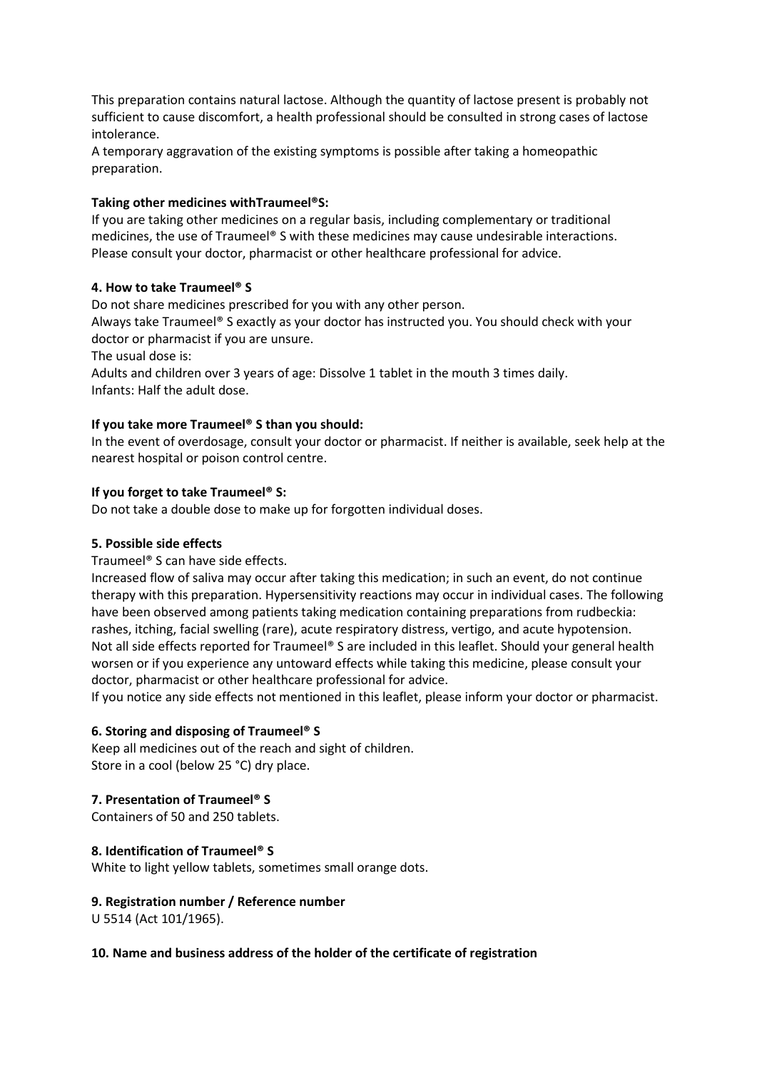This preparation contains natural lactose. Although the quantity of lactose present is probably not sufficient to cause discomfort, a health professional should be consulted in strong cases of lactose intolerance.

A temporary aggravation of the existing symptoms is possible after taking a homeopathic preparation.

**Taking other medicines withTraumeel®S:**

If you are taking other medicines on a regular basis, including complementary or traditional medicines, the use of Traumeel® S with these medicines may cause undesirable interactions. Please consult your doctor, pharmacist or other healthcare professional for advice.

**4. How to take Traumeel® S**

Do not share medicines prescribed for you with any other person.

Always take Traumeel® S exactly as your doctor has instructed you. You should check with your doctor or pharmacist if you are unsure.

The usual dose is:

Adults and children over 3 years of age: Dissolve 1 tablet in the mouth 3 times daily.

Infants: Half the adult dose.

**If you take more Traumeel® S than you should:**

In the event of overdosage, consult your doctor or pharmacist. If neither is available, seek help at the nearest hospital or poison control centre.

**If you forget to take Traumeel® S:**

Do not take a double dose to make up for forgotten individual doses.

**5. Possible side effects**

Traumeel® S can have side effects.

Increased flow of saliva may occur after taking this medication; in such an event, do not continue therapy with this preparation. Hypersensitivity reactions may occur in individual cases. The following have been observed among patients taking medication containing preparations from rudbeckia: rashes, itching, facial swelling (rare), acute respiratory distress, vertigo, and acute hypotension.

Not all side effects reported for Traumeel® S are included in this leaflet. Should your general health worsen or if you experience any untoward effects while taking this medicine, please consult your doctor, pharmacist or other healthcare professional for advice.

If you notice any side effects not mentioned in this leaflet, please inform your doctor or pharmacist.

**6. Storing and disposing of Traumeel® S**

Keep all medicines out of the reach and sight of children.

Store in a cool (below 25 °C) dry place.

**7. Presentation of Traumeel® S**

Containers of 50 and 250 tablets.

**8. Identification of Traumeel® S**

White to light yellow tablets, sometimes small orange dots.

**9. Registration number / Reference number**

U 5514 (Act 101/1965).

**10. Name and business address of the holder of the certificate of registration**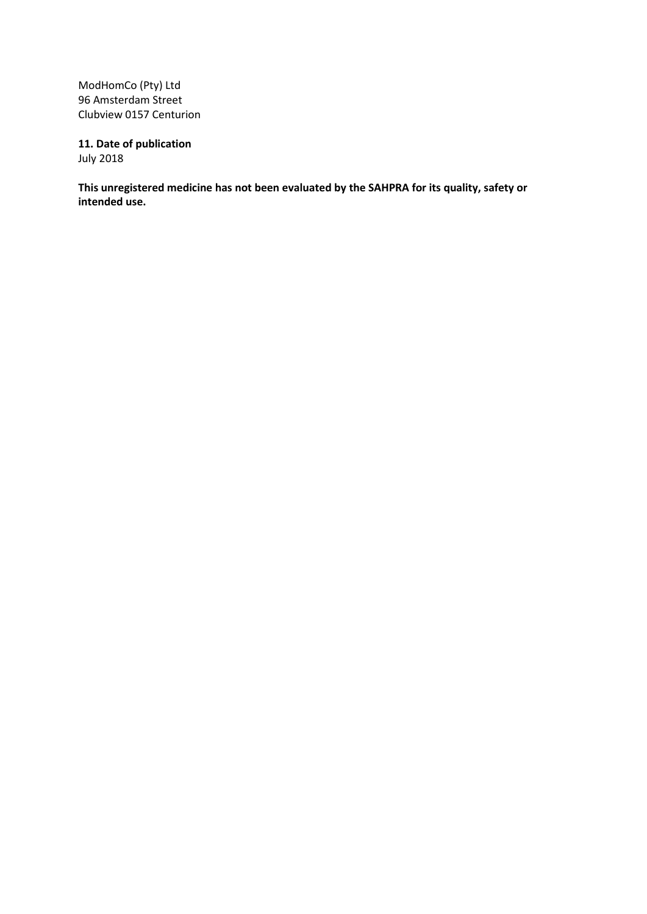ModHomCo (Pty) Ltd
96 Amsterdam Street
Clubview 0157 Centurion

**11. Date of publication**
July 2018

**This unregistered medicine has not been evaluated by the SAHPRA for its quality, safety or intended use.**